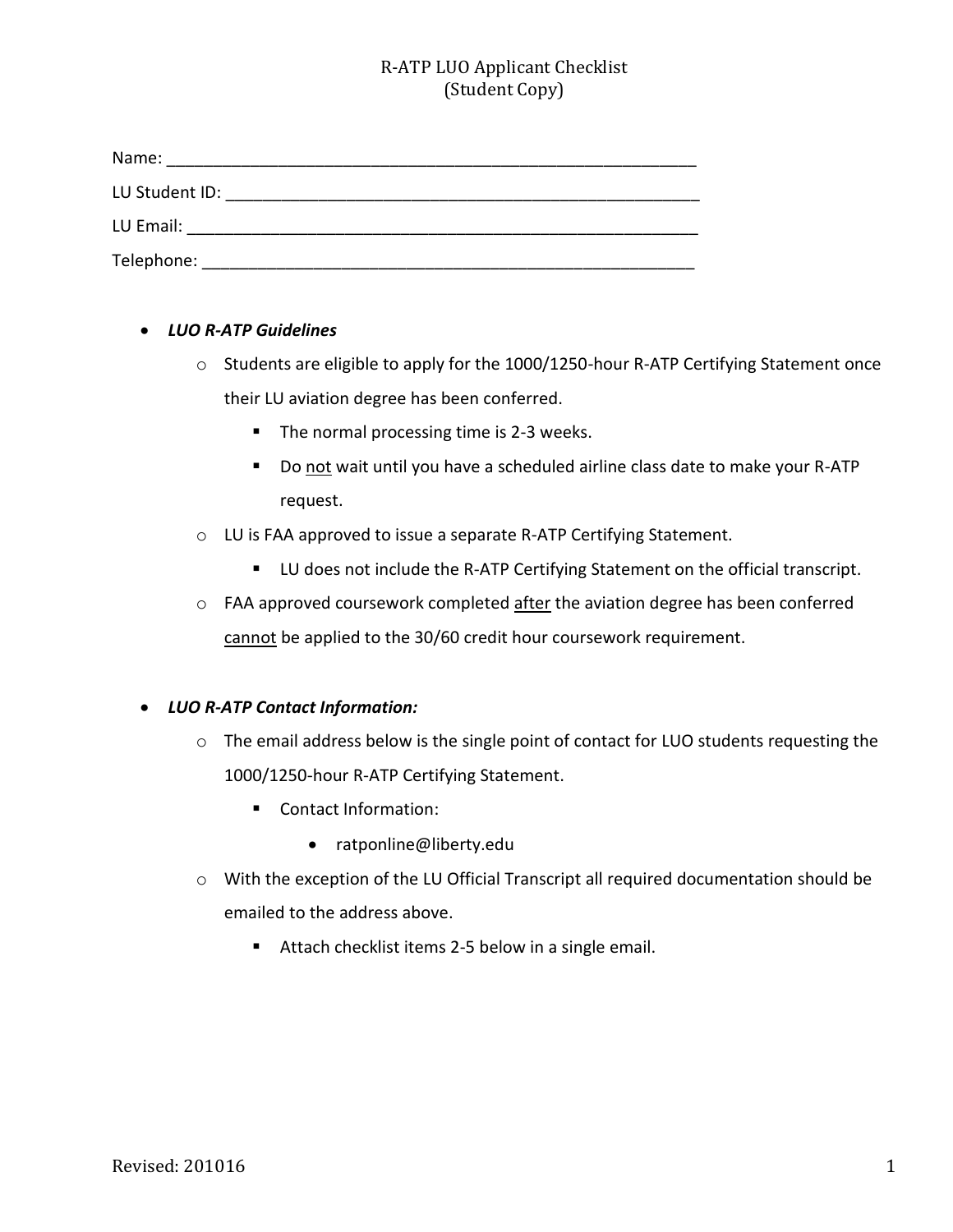# R-ATP LUO Applicant Checklist
## (Student Copy)

Name: ____________________________________________________________

LU Student ID: _____________________________________________________

LU Email: _________________________________________________________

Telephone: ________________________________________________________

- ***LUO R-ATP Guidelines***
  - Students are eligible to apply for the 1000/1250-hour R-ATP Certifying Statement once their LU aviation degree has been conferred.
    - The normal processing time is 2-3 weeks.
    - Do <u>not</u> wait until you have a scheduled airline class date to make your R-ATP request.
  - LU is FAA approved to issue a separate R-ATP Certifying Statement.
    - LU does not include the R-ATP Certifying Statement on the official transcript.
  - FAA approved coursework completed <u>after</u> the aviation degree has been conferred <u>cannot</u> be applied to the 30/60 credit hour coursework requirement.

- ***LUO R-ATP Contact Information:***
  - The email address below is the single point of contact for LUO students requesting the 1000/1250-hour R-ATP Certifying Statement.
    - Contact Information:
      - ratponline@liberty.edu
  - With the exception of the LU Official Transcript all required documentation should be emailed to the address above.
    - Attach checklist items 2-5 below in a single email.

Revised: 201016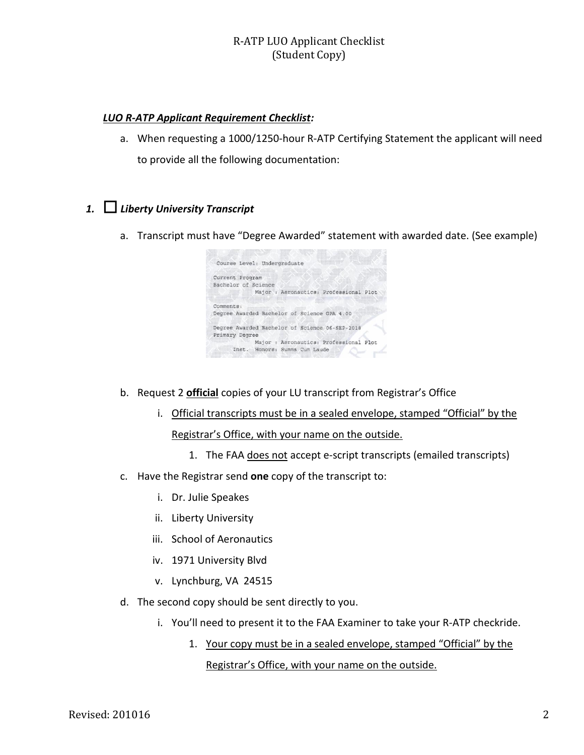***LUO R-ATP Applicant Requirement Checklist:***

a. When requesting a 1000/1250-hour R-ATP Certifying Statement the applicant will need to provide all the following documentation:

## 1. ☐ *Liberty University Transcript*

a. Transcript must have "Degree Awarded" statement with awarded date. (See example)

```
Course Level: Undergraduate

Current Program
Bachelor of Science
          Major : Aeronautics: Professional Plot

Comments:
Degree Awarded Bachelor of Science GPA 4.00

Degree Awarded Bachelor of Science 06-SEP-2018
Primary Degree
          Major : Aeronautics: Professional Plot
     Inst. Honors: Summa Cum Laude
```

b. Request 2 **official** copies of your LU transcript from Registrar's Office
   - i. Official transcripts must be in a sealed envelope, stamped "Official" by the Registrar's Office, with your name on the outside.
     1. The FAA does not accept e-script transcripts (emailed transcripts)

c. Have the Registrar send **one** copy of the transcript to:
   - i. Dr. Julie Speakes
   - ii. Liberty University
   - iii. School of Aeronautics
   - iv. 1971 University Blvd
   - v. Lynchburg, VA 24515

d. The second copy should be sent directly to you.
   - i. You'll need to present it to the FAA Examiner to take your R-ATP checkride.
     1. Your copy must be in a sealed envelope, stamped "Official" by the Registrar's Office, with your name on the outside.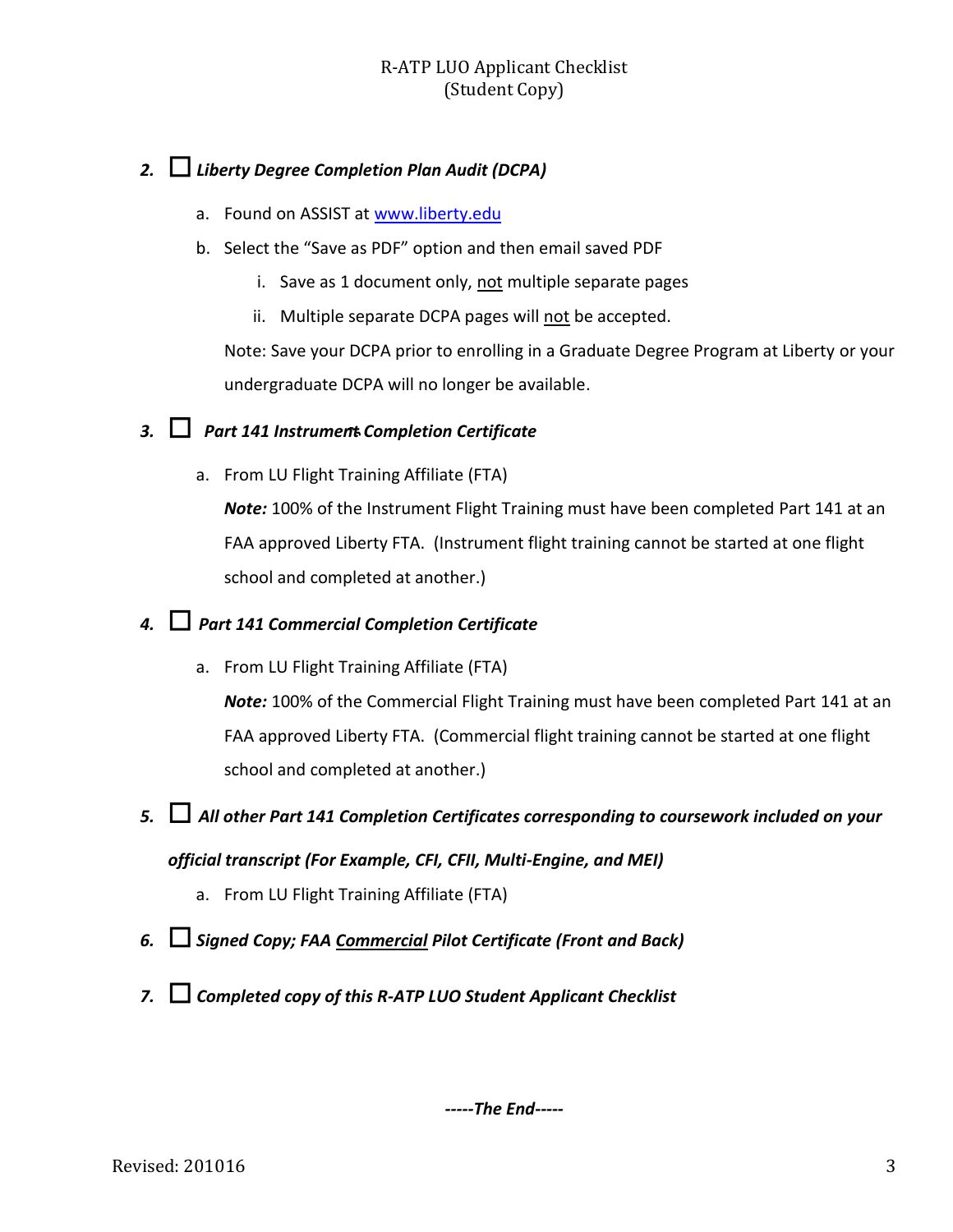2. ☐ ***Liberty Degree Completion Plan Audit (DCPA)***

    a. Found on ASSIST at www.liberty.edu

    b. Select the "Save as PDF" option and then email saved PDF

        i. Save as 1 document only, <u>not</u> multiple separate pages

        ii. Multiple separate DCPA pages will <u>not</u> be accepted.

    Note: Save your DCPA prior to enrolling in a Graduate Degree Program at Liberty or your undergraduate DCPA will no longer be available.

3. ☐ ***Part 141 Instrument Completion Certificate***

    a. From LU Flight Training Affiliate (FTA)

    ***Note:*** 100% of the Instrument Flight Training must have been completed Part 141 at an FAA approved Liberty FTA. (Instrument flight training cannot be started at one flight school and completed at another.)

4. ☐ ***Part 141 Commercial Completion Certificate***

    a. From LU Flight Training Affiliate (FTA)

    ***Note:*** 100% of the Commercial Flight Training must have been completed Part 141 at an FAA approved Liberty FTA. (Commercial flight training cannot be started at one flight school and completed at another.)

5. ☐ ***All other Part 141 Completion Certificates corresponding to coursework included on your official transcript (For Example, CFI, CFII, Multi-Engine, and MEI)***

    a. From LU Flight Training Affiliate (FTA)

6. ☐ ***Signed Copy; FAA <u>Commercial</u> Pilot Certificate (Front and Back)***

7. ☐ ***Completed copy of this R-ATP LUO Student Applicant Checklist***

***-----The End-----***